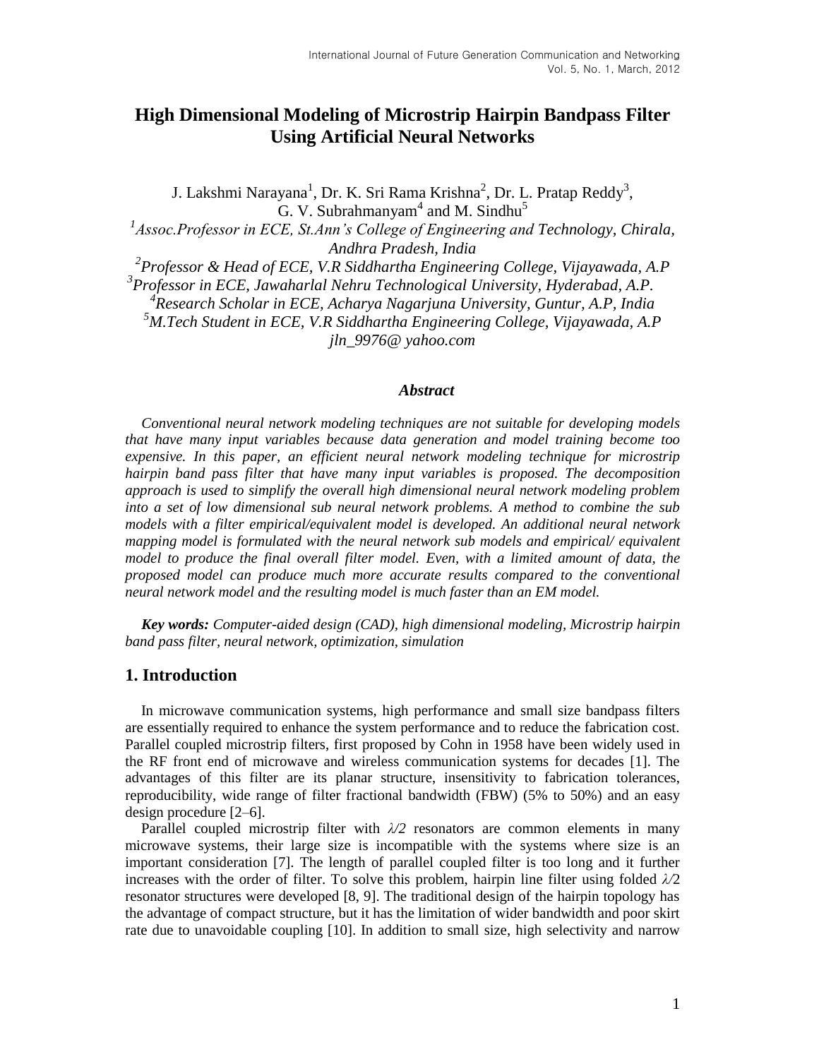# High Dimensional Modeling of Microstrip Hairpin Bandpass Filter Using Artificial Neural Networks

J. Lakshmi Narayana[1], Dr. K. Sri Rama Krishna[2], Dr. L. Pratap Reddy[3], G. V. Subrahmanyam[4] and M. Sindhu[5]

[1]*Assoc.Professor in ECE, St.Ann's College of Engineering and Technology, Chirala, Andhra Pradesh, India*

[2]*Professor & Head of ECE, V.R Siddhartha Engineering College, Vijayawada, A.P*

[3]*Professor in ECE, Jawaharlal Nehru Technological University, Hyderabad, A.P.*

[4]*Research Scholar in ECE, Acharya Nagarjuna University, Guntur, A.P, India*

[5]*M.Tech Student in ECE, V.R Siddhartha Engineering College, Vijayawada, A.P*

*jln_9976@ yahoo.com*

### *Abstract*

*Conventional neural network modeling techniques are not suitable for developing models that have many input variables because data generation and model training become too expensive. In this paper, an efficient neural network modeling technique for microstrip hairpin band pass filter that have many input variables is proposed. The decomposition approach is used to simplify the overall high dimensional neural network modeling problem into a set of low dimensional sub neural network problems. A method to combine the sub models with a filter empirical/equivalent model is developed. An additional neural network mapping model is formulated with the neural network sub models and empirical/ equivalent model to produce the final overall filter model. Even, with a limited amount of data, the proposed model can produce much more accurate results compared to the conventional neural network model and the resulting model is much faster than an EM model.*

***Key words:*** *Computer-aided design (CAD), high dimensional modeling, Microstrip hairpin band pass filter, neural network, optimization, simulation*

## 1. Introduction

In microwave communication systems, high performance and small size bandpass filters are essentially required to enhance the system performance and to reduce the fabrication cost. Parallel coupled microstrip filters, first proposed by Cohn in 1958 have been widely used in the RF front end of microwave and wireless communication systems for decades [1]. The advantages of this filter are its planar structure, insensitivity to fabrication tolerances, reproducibility, wide range of filter fractional bandwidth (FBW) (5% to 50%) and an easy design procedure [2–6].

Parallel coupled microstrip filter with $\lambda/2$ resonators are common elements in many microwave systems, their large size is incompatible with the systems where size is an important consideration [7]. The length of parallel coupled filter is too long and it further increases with the order of filter. To solve this problem, hairpin line filter using folded $\lambda/2$ resonator structures were developed [8, 9]. The traditional design of the hairpin topology has the advantage of compact structure, but it has the limitation of wider bandwidth and poor skirt rate due to unavoidable coupling [10]. In addition to small size, high selectivity and narrow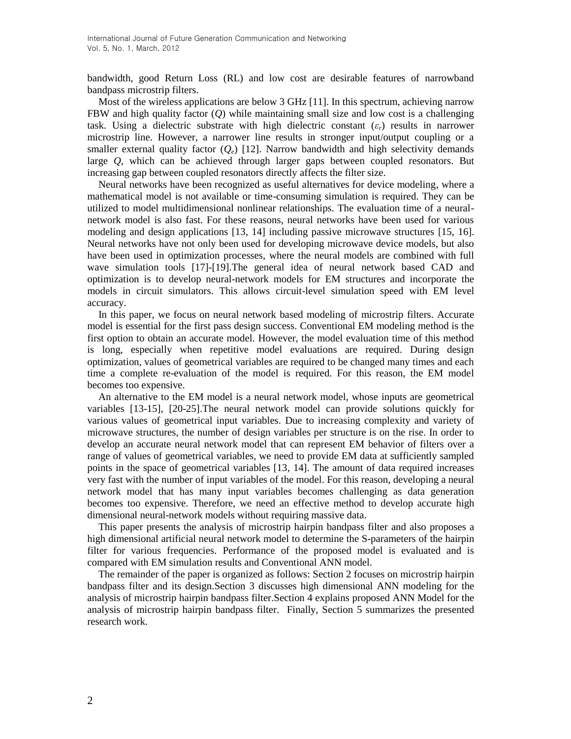bandwidth, good Return Loss (RL) and low cost are desirable features of narrowband bandpass microstrip filters.

Most of the wireless applications are below 3 GHz [11]. In this spectrum, achieving narrow FBW and high quality factor ($Q$) while maintaining small size and low cost is a challenging task. Using a dielectric substrate with high dielectric constant ($\varepsilon_r$) results in narrower microstrip line. However, a narrower line results in stronger input/output coupling or a smaller external quality factor ($Q_e$) [12]. Narrow bandwidth and high selectivity demands large $Q$, which can be achieved through larger gaps between coupled resonators. But increasing gap between coupled resonators directly affects the filter size.

Neural networks have been recognized as useful alternatives for device modeling, where a mathematical model is not available or time-consuming simulation is required. They can be utilized to model multidimensional nonlinear relationships. The evaluation time of a neural-network model is also fast. For these reasons, neural networks have been used for various modeling and design applications [13, 14] including passive microwave structures [15, 16]. Neural networks have not only been used for developing microwave device models, but also have been used in optimization processes, where the neural models are combined with full wave simulation tools [17]-[19].The general idea of neural network based CAD and optimization is to develop neural-network models for EM structures and incorporate the models in circuit simulators. This allows circuit-level simulation speed with EM level accuracy.

In this paper, we focus on neural network based modeling of microstrip filters. Accurate model is essential for the first pass design success. Conventional EM modeling method is the first option to obtain an accurate model. However, the model evaluation time of this method is long, especially when repetitive model evaluations are required. During design optimization, values of geometrical variables are required to be changed many times and each time a complete re-evaluation of the model is required. For this reason, the EM model becomes too expensive.

An alternative to the EM model is a neural network model, whose inputs are geometrical variables [13-15], [20-25].The neural network model can provide solutions quickly for various values of geometrical input variables. Due to increasing complexity and variety of microwave structures, the number of design variables per structure is on the rise. In order to develop an accurate neural network model that can represent EM behavior of filters over a range of values of geometrical variables, we need to provide EM data at sufficiently sampled points in the space of geometrical variables [13, 14]. The amount of data required increases very fast with the number of input variables of the model. For this reason, developing a neural network model that has many input variables becomes challenging as data generation becomes too expensive. Therefore, we need an effective method to develop accurate high dimensional neural-network models without requiring massive data.

This paper presents the analysis of microstrip hairpin bandpass filter and also proposes a high dimensional artificial neural network model to determine the S-parameters of the hairpin filter for various frequencies. Performance of the proposed model is evaluated and is compared with EM simulation results and Conventional ANN model.

The remainder of the paper is organized as follows: Section 2 focuses on microstrip hairpin bandpass filter and its design.Section 3 discusses high dimensional ANN modeling for the analysis of microstrip hairpin bandpass filter.Section 4 explains proposed ANN Model for the analysis of microstrip hairpin bandpass filter. Finally, Section 5 summarizes the presented research work.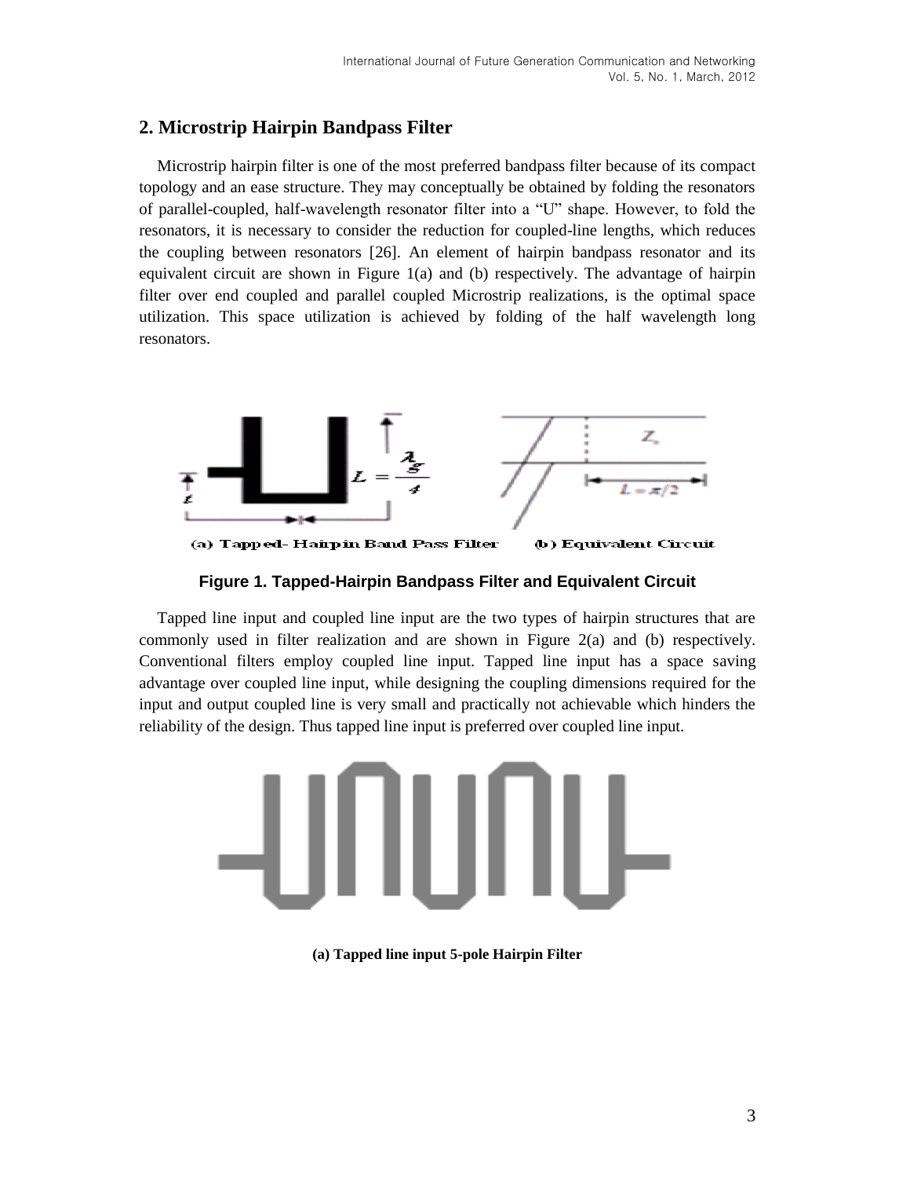## 2. Microstrip Hairpin Bandpass Filter

Microstrip hairpin filter is one of the most preferred bandpass filter because of its compact topology and an ease structure. They may conceptually be obtained by folding the resonators of parallel-coupled, half-wavelength resonator filter into a "U" shape. However, to fold the resonators, it is necessary to consider the reduction for coupled-line lengths, which reduces the coupling between resonators [26]. An element of hairpin bandpass resonator and its equivalent circuit are shown in Figure 1(a) and (b) respectively. The advantage of hairpin filter over end coupled and parallel coupled Microstrip realizations, is the optimal space utilization. This space utilization is achieved by folding of the half wavelength long resonators.

(a) Tapped- Hairpin Band Pass Filter (b) Equivalent Circuit

**Figure 1. Tapped-Hairpin Bandpass Filter and Equivalent Circuit**

Tapped line input and coupled line input are the two types of hairpin structures that are commonly used in filter realization and are shown in Figure 2(a) and (b) respectively. Conventional filters employ coupled line input. Tapped line input has a space saving advantage over coupled line input, while designing the coupling dimensions required for the input and output coupled line is very small and practically not achievable which hinders the reliability of the design. Thus tapped line input is preferred over coupled line input.

**(a) Tapped line input 5-pole Hairpin Filter**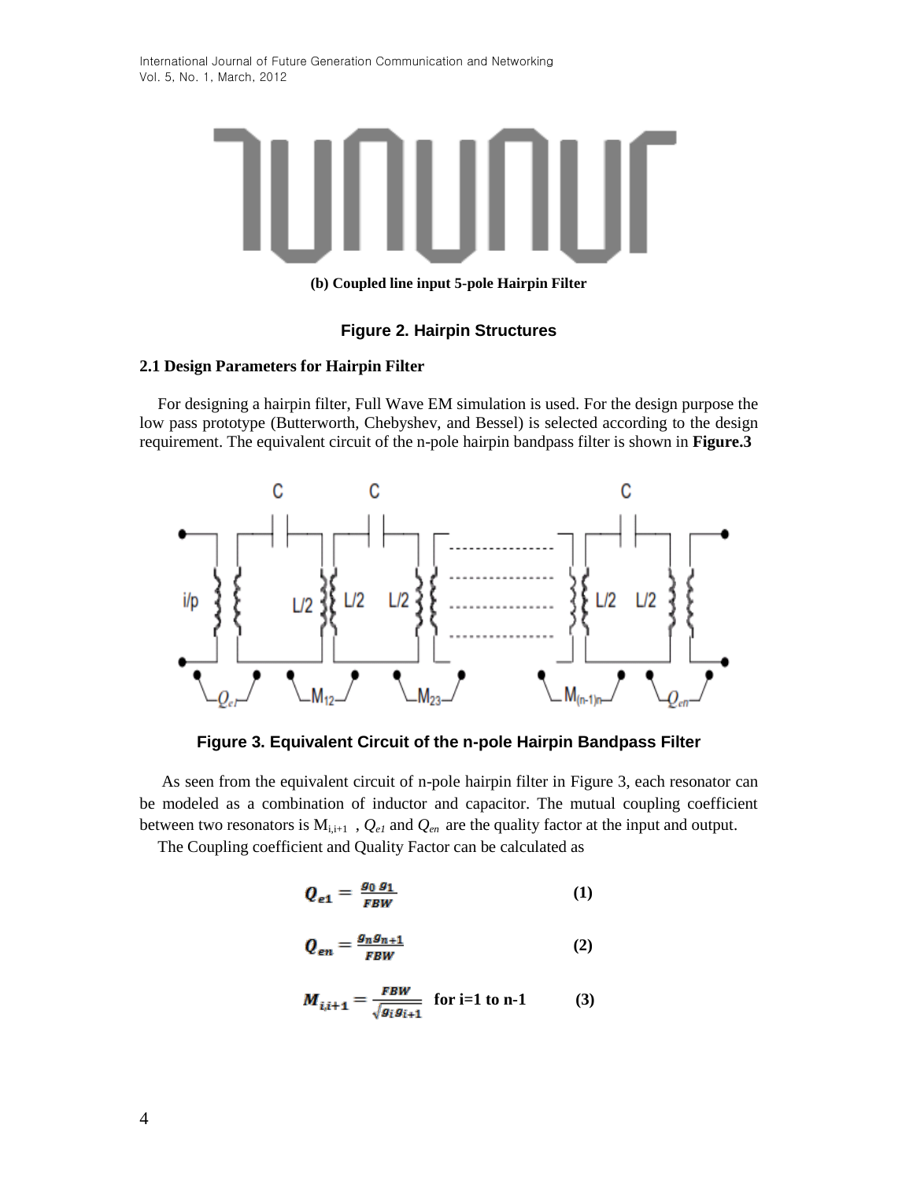**(b) Coupled line input 5-pole Hairpin Filter**

**Figure 2. Hairpin Structures**

### 2.1 Design Parameters for Hairpin Filter

For designing a hairpin filter, Full Wave EM simulation is used. For the design purpose the low pass prototype (Butterworth, Chebyshev, and Bessel) is selected according to the design requirement. The equivalent circuit of the n-pole hairpin bandpass filter is shown in **Figure.3**

**Figure 3. Equivalent Circuit of the n-pole Hairpin Bandpass Filter**

As seen from the equivalent circuit of n-pole hairpin filter in Figure 3, each resonator can be modeled as a combination of inductor and capacitor. The mutual coupling coefficient between two resonators is $M_{i,i+1}$ , $Q_{e1}$ and $Q_{en}$ are the quality factor at the input and output.

The Coupling coefficient and Quality Factor can be calculated as

$$Q_{e1} = \frac{g_0\, g_1}{FBW} \qquad \textbf{(1)}$$

$$Q_{en} = \frac{g_n g_{n+1}}{FBW} \qquad \textbf{(2)}$$

$$M_{i,i+1} = \frac{FBW}{\sqrt{g_i g_{i+1}}} \quad \textbf{for i=1 to n-1} \qquad \textbf{(3)}$$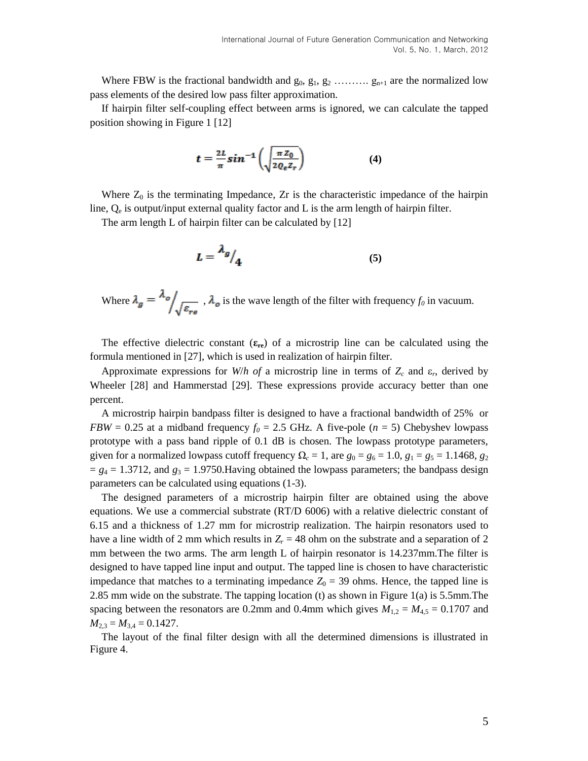Where FBW is the fractional bandwidth and $g_0$, $g_1$, $g_2$ ………. $g_{n+1}$ are the normalized low pass elements of the desired low pass filter approximation.

If hairpin filter self-coupling effect between arms is ignored, we can calculate the tapped position showing in Figure 1 [12]

$$t = \frac{2L}{\pi} \sin^{-1}\left(\sqrt{\frac{\pi Z_0}{2Q_e Z_r}}\right) \qquad \textbf{(4)}$$

Where $Z_0$ is the terminating Impedance, Zr is the characteristic impedance of the hairpin line, $Q_e$ is output/input external quality factor and L is the arm length of hairpin filter.

The arm length L of hairpin filter can be calculated by [12]

$$L = {\lambda_g}/{4} \qquad \textbf{(5)}$$

Where $\lambda_g = {\lambda_o}/{\sqrt{\varepsilon_{re}}}$ , $\lambda_o$ is the wave length of the filter with frequency $f_0$ in vacuum.

The effective dielectric constant (**$\varepsilon_{re}$**) of a microstrip line can be calculated using the formula mentioned in [27], which is used in realization of hairpin filter.

Approximate expressions for *W*/*h of* a microstrip line in terms of $Z_c$ and $\varepsilon_r$, derived by Wheeler [28] and Hammerstad [29]. These expressions provide accuracy better than one percent.

A microstrip hairpin bandpass filter is designed to have a fractional bandwidth of 25% or $FBW = 0.25$ at a midband frequency $f_0 = 2.5$ GHz. A five-pole ($n = 5$) Chebyshev lowpass prototype with a pass band ripple of 0.1 dB is chosen. The lowpass prototype parameters, given for a normalized lowpass cutoff frequency $\Omega_c = 1$, are $g_0 = g_6 = 1.0$, $g_1 = g_5 = 1.1468$, $g_2 = g_4 = 1.3712$, and $g_3 = 1.9750$.Having obtained the lowpass parameters; the bandpass design parameters can be calculated using equations (1-3).

The designed parameters of a microstrip hairpin filter are obtained using the above equations. We use a commercial substrate (RT/D 6006) with a relative dielectric constant of 6.15 and a thickness of 1.27 mm for microstrip realization. The hairpin resonators used to have a line width of 2 mm which results in $Z_r = 48$ ohm on the substrate and a separation of 2 mm between the two arms. The arm length L of hairpin resonator is 14.237mm.The filter is designed to have tapped line input and output. The tapped line is chosen to have characteristic impedance that matches to a terminating impedance $Z_0 = 39$ ohms. Hence, the tapped line is 2.85 mm wide on the substrate. The tapping location (t) as shown in Figure 1(a) is 5.5mm.The spacing between the resonators are 0.2mm and 0.4mm which gives $M_{1,2} = M_{4,5} = 0.1707$ and $M_{2,3} = M_{3,4} = 0.1427$.

The layout of the final filter design with all the determined dimensions is illustrated in Figure 4.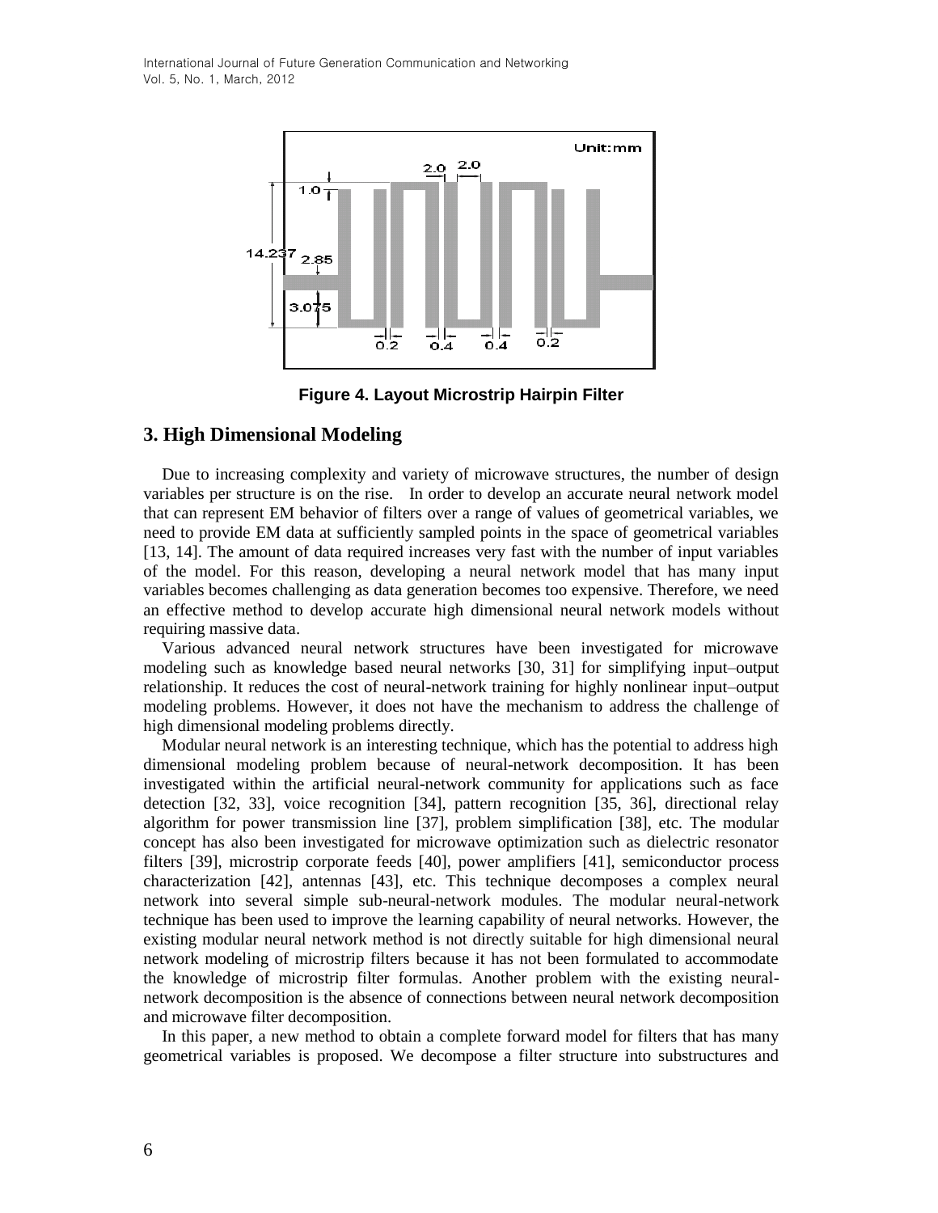Figure 4. Layout Microstrip Hairpin Filter

## 3. High Dimensional Modeling

Due to increasing complexity and variety of microwave structures, the number of design variables per structure is on the rise. In order to develop an accurate neural network model that can represent EM behavior of filters over a range of values of geometrical variables, we need to provide EM data at sufficiently sampled points in the space of geometrical variables [13, 14]. The amount of data required increases very fast with the number of input variables of the model. For this reason, developing a neural network model that has many input variables becomes challenging as data generation becomes too expensive. Therefore, we need an effective method to develop accurate high dimensional neural network models without requiring massive data.

Various advanced neural network structures have been investigated for microwave modeling such as knowledge based neural networks [30, 31] for simplifying input–output relationship. It reduces the cost of neural-network training for highly nonlinear input–output modeling problems. However, it does not have the mechanism to address the challenge of high dimensional modeling problems directly.

Modular neural network is an interesting technique, which has the potential to address high dimensional modeling problem because of neural-network decomposition. It has been investigated within the artificial neural-network community for applications such as face detection [32, 33], voice recognition [34], pattern recognition [35, 36], directional relay algorithm for power transmission line [37], problem simplification [38], etc. The modular concept has also been investigated for microwave optimization such as dielectric resonator filters [39], microstrip corporate feeds [40], power amplifiers [41], semiconductor process characterization [42], antennas [43], etc. This technique decomposes a complex neural network into several simple sub-neural-network modules. The modular neural-network technique has been used to improve the learning capability of neural networks. However, the existing modular neural network method is not directly suitable for high dimensional neural network modeling of microstrip filters because it has not been formulated to accommodate the knowledge of microstrip filter formulas. Another problem with the existing neural-network decomposition is the absence of connections between neural network decomposition and microwave filter decomposition.

In this paper, a new method to obtain a complete forward model for filters that has many geometrical variables is proposed. We decompose a filter structure into substructures and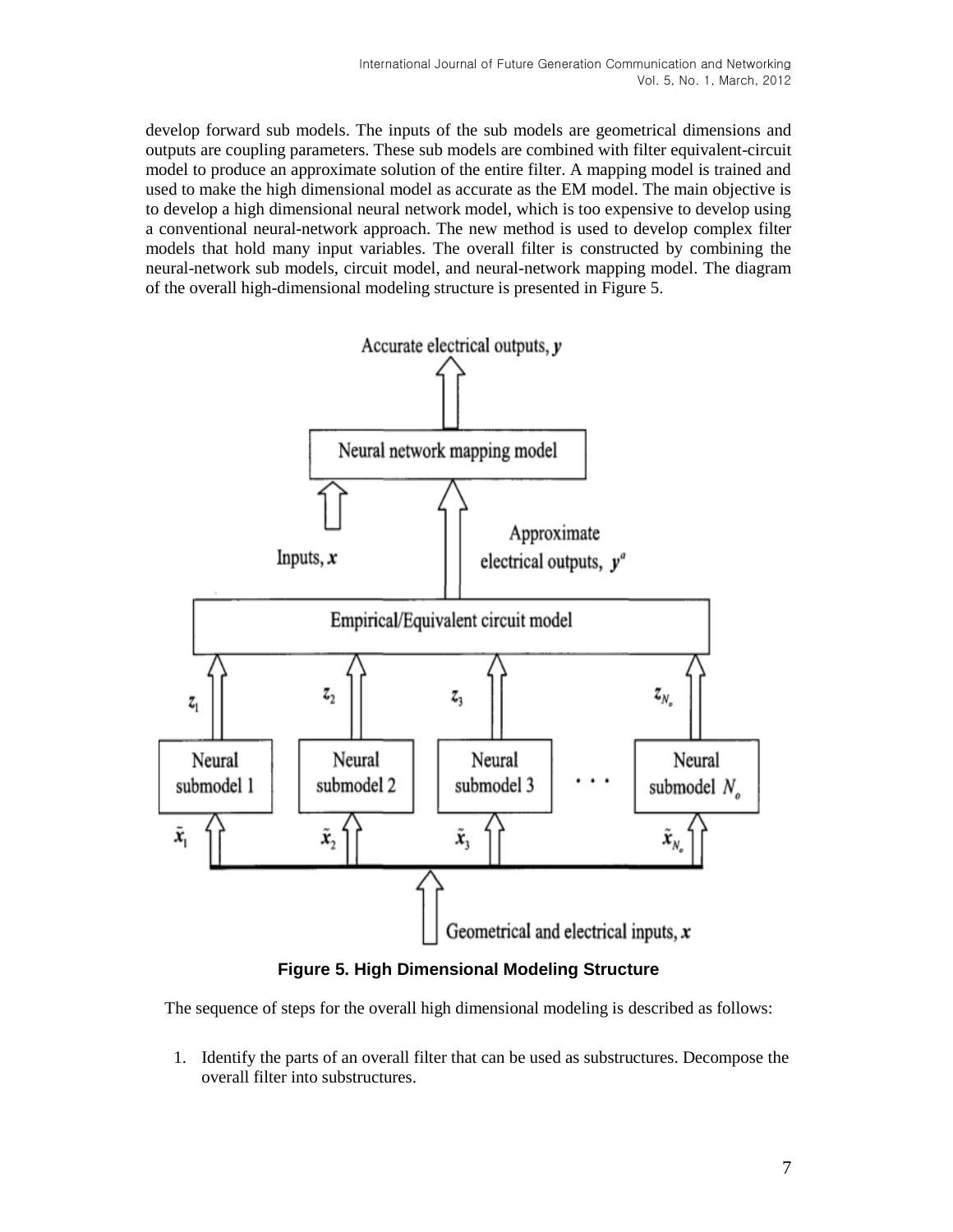develop forward sub models. The inputs of the sub models are geometrical dimensions and outputs are coupling parameters. These sub models are combined with filter equivalent-circuit model to produce an approximate solution of the entire filter. A mapping model is trained and used to make the high dimensional model as accurate as the EM model. The main objective is to develop a high dimensional neural network model, which is too expensive to develop using a conventional neural-network approach. The new method is used to develop complex filter models that hold many input variables. The overall filter is constructed by combining the neural-network sub models, circuit model, and neural-network mapping model. The diagram of the overall high-dimensional modeling structure is presented in Figure 5.

**Figure 5. High Dimensional Modeling Structure**

The sequence of steps for the overall high dimensional modeling is described as follows:

1. Identify the parts of an overall filter that can be used as substructures. Decompose the overall filter into substructures.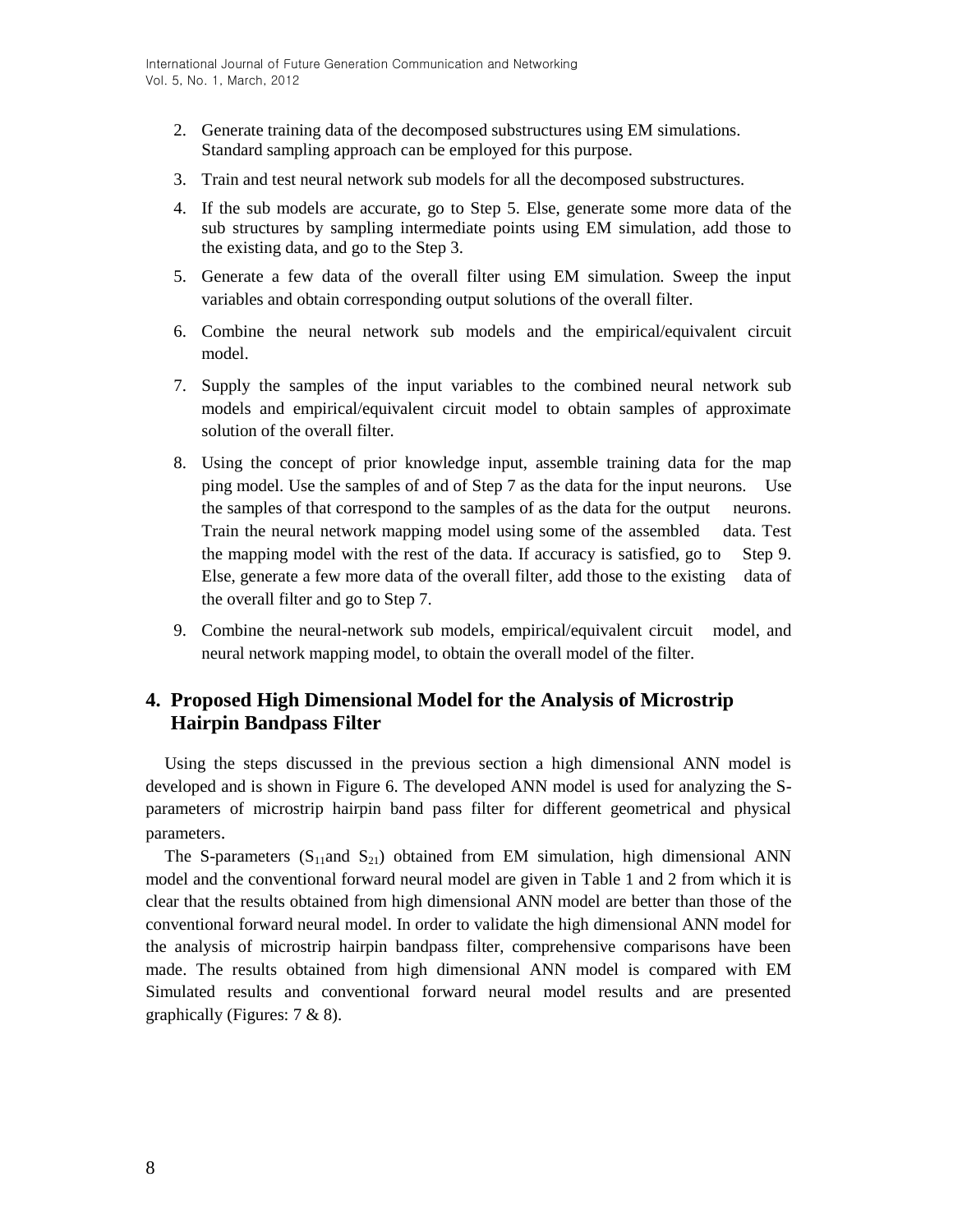2. Generate training data of the decomposed substructures using EM simulations. Standard sampling approach can be employed for this purpose.
3. Train and test neural network sub models for all the decomposed substructures.
4. If the sub models are accurate, go to Step 5. Else, generate some more data of the sub structures by sampling intermediate points using EM simulation, add those to the existing data, and go to the Step 3.
5. Generate a few data of the overall filter using EM simulation. Sweep the input variables and obtain corresponding output solutions of the overall filter.
6. Combine the neural network sub models and the empirical/equivalent circuit model.
7. Supply the samples of the input variables to the combined neural network sub models and empirical/equivalent circuit model to obtain samples of approximate solution of the overall filter.
8. Using the concept of prior knowledge input, assemble training data for the map ping model. Use the samples of and of Step 7 as the data for the input neurons. Use the samples of that correspond to the samples of as the data for the output neurons. Train the neural network mapping model using some of the assembled data. Test the mapping model with the rest of the data. If accuracy is satisfied, go to Step 9. Else, generate a few more data of the overall filter, add those to the existing data of the overall filter and go to Step 7.
9. Combine the neural-network sub models, empirical/equivalent circuit model, and neural network mapping model, to obtain the overall model of the filter.

## 4. Proposed High Dimensional Model for the Analysis of Microstrip Hairpin Bandpass Filter

Using the steps discussed in the previous section a high dimensional ANN model is developed and is shown in Figure 6. The developed ANN model is used for analyzing the S-parameters of microstrip hairpin band pass filter for different geometrical and physical parameters.

The S-parameters ($S_{11}$and $S_{21}$) obtained from EM simulation, high dimensional ANN model and the conventional forward neural model are given in Table 1 and 2 from which it is clear that the results obtained from high dimensional ANN model are better than those of the conventional forward neural model. In order to validate the high dimensional ANN model for the analysis of microstrip hairpin bandpass filter, comprehensive comparisons have been made. The results obtained from high dimensional ANN model is compared with EM Simulated results and conventional forward neural model results and are presented graphically (Figures: 7 & 8).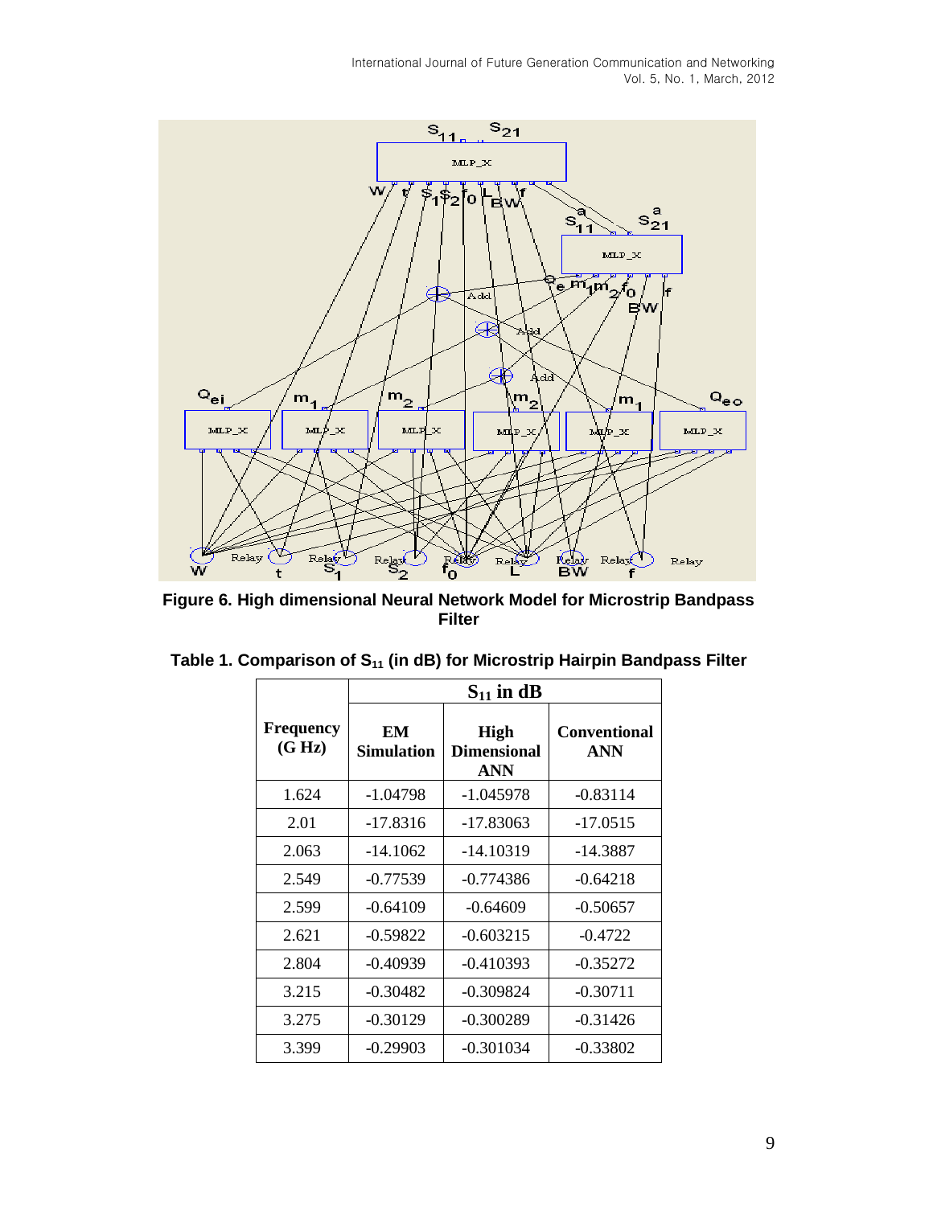**Figure 6. High dimensional Neural Network Model for Microstrip Bandpass Filter**

**Table 1. Comparison of $S_{11}$ (in dB) for Microstrip Hairpin Bandpass Filter**

| Frequency (G Hz) | $S_{11}$ in dB | | |
|---|---|---|---|
| | EM Simulation | High Dimensional ANN | Conventional ANN |
| 1.624 | -1.04798 | -1.045978 | -0.83114 |
| 2.01 | -17.8316 | -17.83063 | -17.0515 |
| 2.063 | -14.1062 | -14.10319 | -14.3887 |
| 2.549 | -0.77539 | -0.774386 | -0.64218 |
| 2.599 | -0.64109 | -0.64609 | -0.50657 |
| 2.621 | -0.59822 | -0.603215 | -0.4722 |
| 2.804 | -0.40939 | -0.410393 | -0.35272 |
| 3.215 | -0.30482 | -0.309824 | -0.30711 |
| 3.275 | -0.30129 | -0.300289 | -0.31426 |
| 3.399 | -0.29903 | -0.301034 | -0.33802 |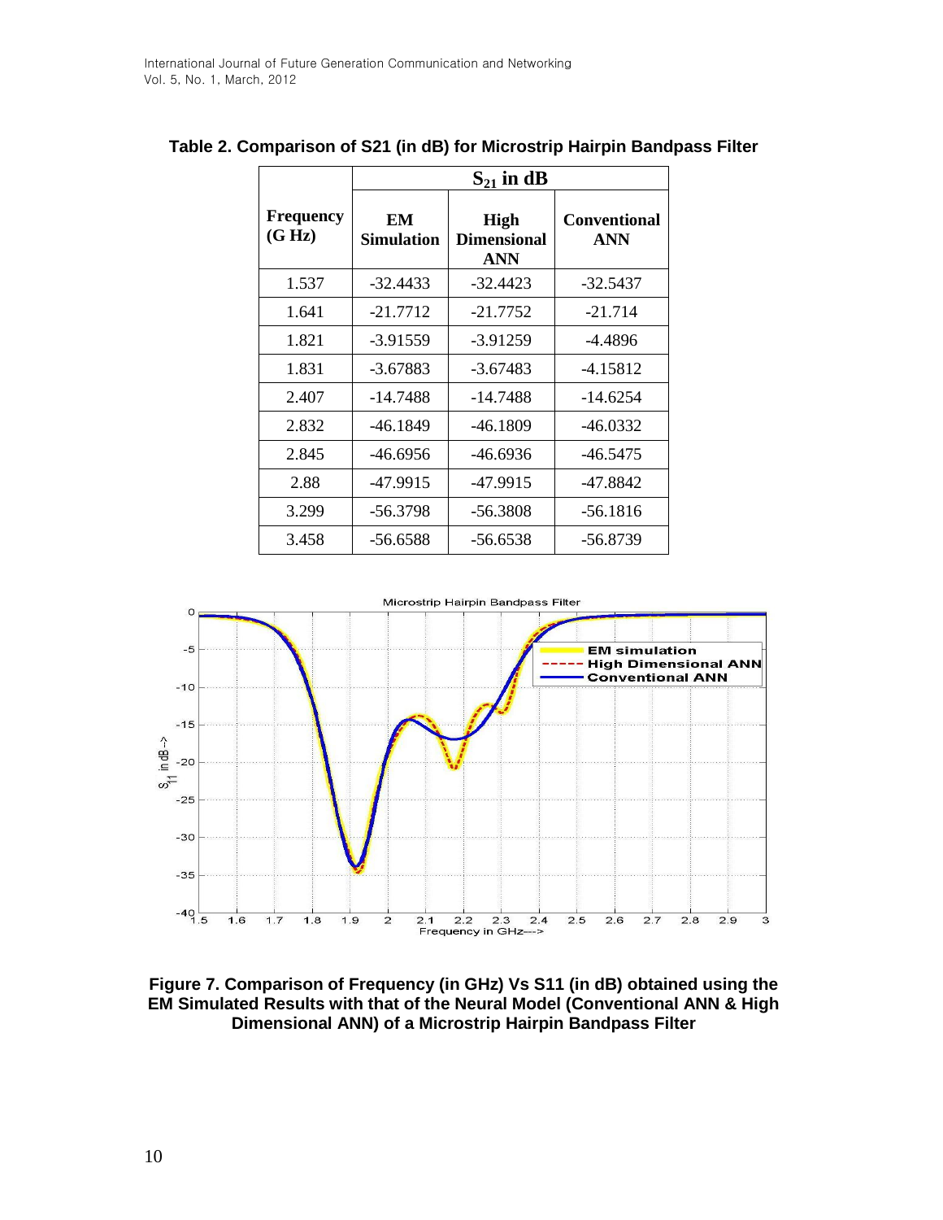**Table 2. Comparison of S21 (in dB) for Microstrip Hairpin Bandpass Filter**

| Frequency (G Hz) | $S_{21}$ in dB | | |
|---|---|---|---|
| | EM Simulation | High Dimensional ANN | Conventional ANN |
| 1.537 | -32.4433 | -32.4423 | -32.5437 |
| 1.641 | -21.7712 | -21.7752 | -21.714 |
| 1.821 | -3.91559 | -3.91259 | -4.4896 |
| 1.831 | -3.67883 | -3.67483 | -4.15812 |
| 2.407 | -14.7488 | -14.7488 | -14.6254 |
| 2.832 | -46.1849 | -46.1809 | -46.0332 |
| 2.845 | -46.6956 | -46.6936 | -46.5475 |
| 2.88 | -47.9915 | -47.9915 | -47.8842 |
| 3.299 | -56.3798 | -56.3808 | -56.1816 |
| 3.458 | -56.6588 | -56.6538 | -56.8739 |

**Figure 7. Comparison of Frequency (in GHz) Vs S11 (in dB) obtained using the EM Simulated Results with that of the Neural Model (Conventional ANN & High Dimensional ANN) of a Microstrip Hairpin Bandpass Filter**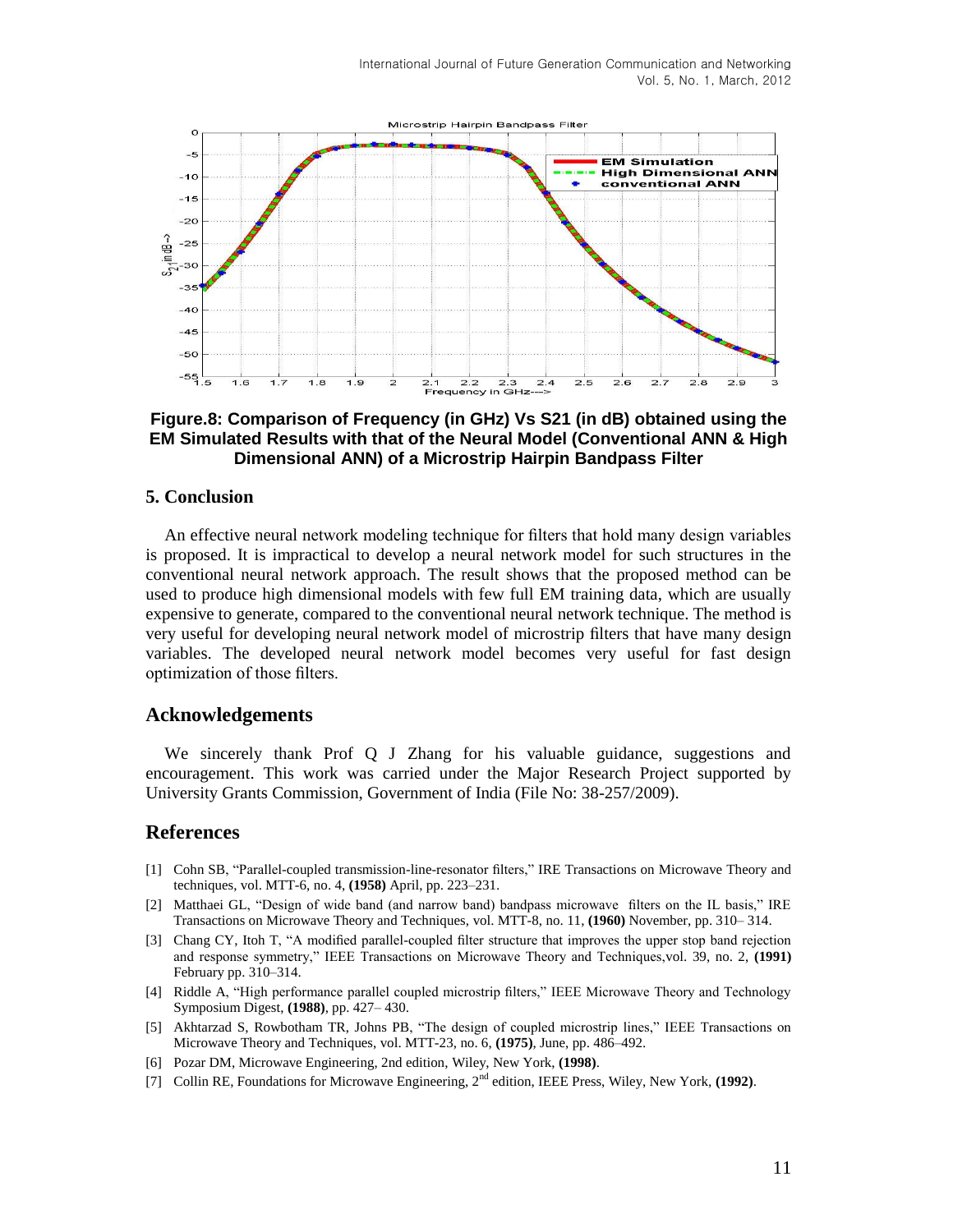**Figure.8: Comparison of Frequency (in GHz) Vs S21 (in dB) obtained using the EM Simulated Results with that of the Neural Model (Conventional ANN & High Dimensional ANN) of a Microstrip Hairpin Bandpass Filter**

## 5. Conclusion

An effective neural network modeling technique for filters that hold many design variables is proposed. It is impractical to develop a neural network model for such structures in the conventional neural network approach. The result shows that the proposed method can be used to produce high dimensional models with few full EM training data, which are usually expensive to generate, compared to the conventional neural network technique. The method is very useful for developing neural network model of microstrip filters that have many design variables. The developed neural network model becomes very useful for fast design optimization of those filters.

## Acknowledgements

We sincerely thank Prof Q J Zhang for his valuable guidance, suggestions and encouragement. This work was carried under the Major Research Project supported by University Grants Commission, Government of India (File No: 38-257/2009).

## References

[1] Cohn SB, "Parallel-coupled transmission-line-resonator filters," IRE Transactions on Microwave Theory and techniques, vol. MTT-6, no. 4, **(1958)** April, pp. 223–231.

[2] Matthaei GL, "Design of wide band (and narrow band) bandpass microwave filters on the IL basis," IRE Transactions on Microwave Theory and Techniques, vol. MTT-8, no. 11, **(1960)** November, pp. 310– 314.

[3] Chang CY, Itoh T, "A modified parallel-coupled filter structure that improves the upper stop band rejection and response symmetry," IEEE Transactions on Microwave Theory and Techniques,vol. 39, no. 2, **(1991)** February pp. 310–314.

[4] Riddle A, "High performance parallel coupled microstrip filters," IEEE Microwave Theory and Technology Symposium Digest, **(1988)**, pp. 427– 430.

[5] Akhtarzad S, Rowbotham TR, Johns PB, "The design of coupled microstrip lines," IEEE Transactions on Microwave Theory and Techniques, vol. MTT-23, no. 6, **(1975)**, June, pp. 486–492.

[6] Pozar DM, Microwave Engineering, 2nd edition, Wiley, New York, **(1998)**.

[7] Collin RE, Foundations for Microwave Engineering, 2nd edition, IEEE Press, Wiley, New York, **(1992)**.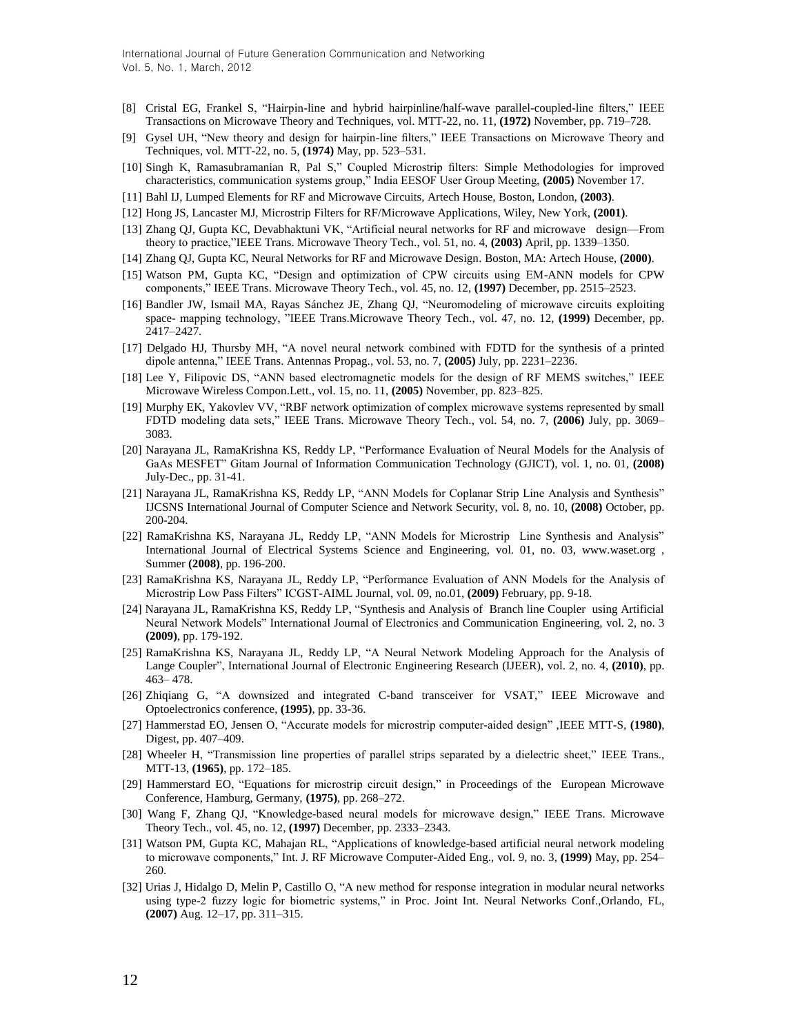[8] Cristal EG, Frankel S, "Hairpin-line and hybrid hairpinline/half-wave parallel-coupled-line filters," IEEE Transactions on Microwave Theory and Techniques, vol. MTT-22, no. 11, **(1972)** November, pp. 719–728.

[9] Gysel UH, "New theory and design for hairpin-line filters," IEEE Transactions on Microwave Theory and Techniques, vol. MTT-22, no. 5, **(1974)** May, pp. 523–531.

[10] Singh K, Ramasubramanian R, Pal S," Coupled Microstrip filters: Simple Methodologies for improved characteristics, communication systems group," India EESOF User Group Meeting, **(2005)** November 17.

[11] Bahl IJ, Lumped Elements for RF and Microwave Circuits, Artech House, Boston, London, **(2003)**.

[12] Hong JS, Lancaster MJ, Microstrip Filters for RF/Microwave Applications, Wiley, New York, **(2001)**.

[13] Zhang QJ, Gupta KC, Devabhaktuni VK, "Artificial neural networks for RF and microwave design—From theory to practice,"IEEE Trans. Microwave Theory Tech., vol. 51, no. 4, **(2003)** April, pp. 1339–1350.

[14] Zhang QJ, Gupta KC, Neural Networks for RF and Microwave Design. Boston, MA: Artech House, **(2000)**.

[15] Watson PM, Gupta KC, "Design and optimization of CPW circuits using EM-ANN models for CPW components," IEEE Trans. Microwave Theory Tech., vol. 45, no. 12, **(1997)** December, pp. 2515–2523.

[16] Bandler JW, Ismail MA, Rayas Sánchez JE, Zhang QJ, "Neuromodeling of microwave circuits exploiting space- mapping technology, "IEEE Trans.Microwave Theory Tech., vol. 47, no. 12, **(1999)** December, pp. 2417–2427.

[17] Delgado HJ, Thursby MH, "A novel neural network combined with FDTD for the synthesis of a printed dipole antenna," IEEE Trans. Antennas Propag., vol. 53, no. 7, **(2005)** July, pp. 2231–2236.

[18] Lee Y, Filipovic DS, "ANN based electromagnetic models for the design of RF MEMS switches," IEEE Microwave Wireless Compon.Lett., vol. 15, no. 11, **(2005)** November, pp. 823–825.

[19] Murphy EK, Yakovlev VV, "RBF network optimization of complex microwave systems represented by small FDTD modeling data sets," IEEE Trans. Microwave Theory Tech., vol. 54, no. 7, **(2006)** July, pp. 3069–3083.

[20] Narayana JL, RamaKrishna KS, Reddy LP, "Performance Evaluation of Neural Models for the Analysis of GaAs MESFET" Gitam Journal of Information Communication Technology (GJICT), vol. 1, no. 01, **(2008)** July-Dec., pp. 31-41.

[21] Narayana JL, RamaKrishna KS, Reddy LP, "ANN Models for Coplanar Strip Line Analysis and Synthesis" IJCSNS International Journal of Computer Science and Network Security, vol. 8, no. 10, **(2008)** October, pp. 200-204.

[22] RamaKrishna KS, Narayana JL, Reddy LP, "ANN Models for Microstrip Line Synthesis and Analysis" International Journal of Electrical Systems Science and Engineering, vol. 01, no. 03, www.waset.org , Summer **(2008)**, pp. 196-200.

[23] RamaKrishna KS, Narayana JL, Reddy LP, "Performance Evaluation of ANN Models for the Analysis of Microstrip Low Pass Filters" ICGST-AIML Journal, vol. 09, no.01, **(2009)** February, pp. 9-18.

[24] Narayana JL, RamaKrishna KS, Reddy LP, "Synthesis and Analysis of Branch line Coupler using Artificial Neural Network Models" International Journal of Electronics and Communication Engineering, vol. 2, no. 3 **(2009)**, pp. 179-192.

[25] RamaKrishna KS, Narayana JL, Reddy LP, "A Neural Network Modeling Approach for the Analysis of Lange Coupler", International Journal of Electronic Engineering Research (IJEER), vol. 2, no. 4, **(2010)**, pp. 463– 478.

[26] Zhiqiang G, "A downsized and integrated C-band transceiver for VSAT," IEEE Microwave and Optoelectronics conference, **(1995)**, pp. 33-36.

[27] Hammerstad EO, Jensen O, "Accurate models for microstrip computer-aided design" ,IEEE MTT-S, **(1980)**, Digest, pp. 407–409.

[28] Wheeler H, "Transmission line properties of parallel strips separated by a dielectric sheet," IEEE Trans., MTT-13, **(1965)**, pp. 172–185.

[29] Hammerstard EO, "Equations for microstrip circuit design," in Proceedings of the European Microwave Conference, Hamburg, Germany, **(1975)**, pp. 268–272.

[30] Wang F, Zhang QJ, "Knowledge-based neural models for microwave design," IEEE Trans. Microwave Theory Tech., vol. 45, no. 12, **(1997)** December, pp. 2333–2343.

[31] Watson PM, Gupta KC, Mahajan RL, "Applications of knowledge-based artificial neural network modeling to microwave components," Int. J. RF Microwave Computer-Aided Eng., vol. 9, no. 3, **(1999)** May, pp. 254–260.

[32] Urias J, Hidalgo D, Melin P, Castillo O, "A new method for response integration in modular neural networks using type-2 fuzzy logic for biometric systems," in Proc. Joint Int. Neural Networks Conf.,Orlando, FL, **(2007)** Aug. 12–17, pp. 311–315.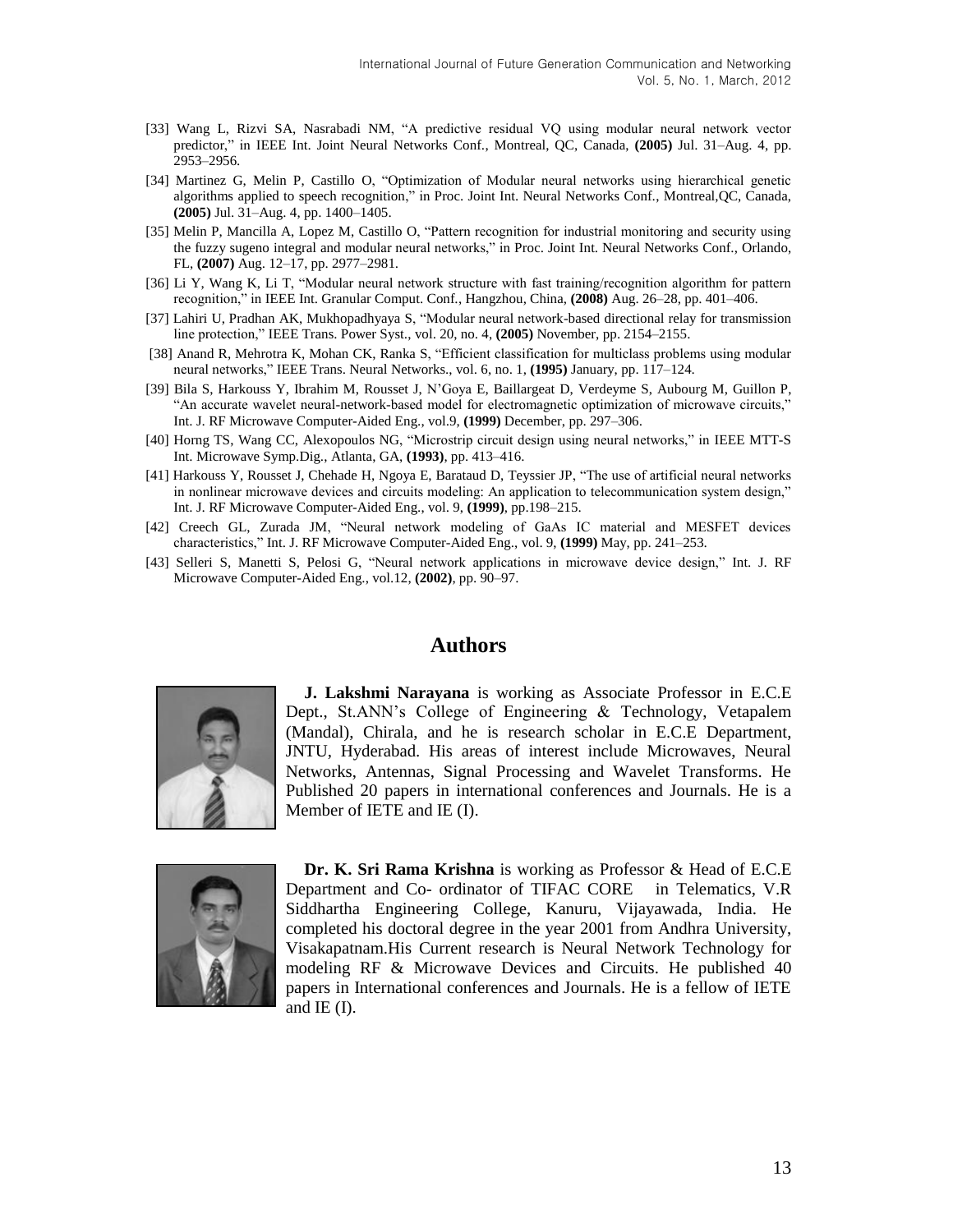[33] Wang L, Rizvi SA, Nasrabadi NM, "A predictive residual VQ using modular neural network vector predictor," in IEEE Int. Joint Neural Networks Conf., Montreal, QC, Canada, **(2005)** Jul. 31–Aug. 4, pp. 2953–2956.

[34] Martinez G, Melin P, Castillo O, "Optimization of Modular neural networks using hierarchical genetic algorithms applied to speech recognition," in Proc. Joint Int. Neural Networks Conf., Montreal,QC, Canada, **(2005)** Jul. 31–Aug. 4, pp. 1400–1405.

[35] Melin P, Mancilla A, Lopez M, Castillo O, "Pattern recognition for industrial monitoring and security using the fuzzy sugeno integral and modular neural networks," in Proc. Joint Int. Neural Networks Conf., Orlando, FL, **(2007)** Aug. 12–17, pp. 2977–2981.

[36] Li Y, Wang K, Li T, "Modular neural network structure with fast training/recognition algorithm for pattern recognition," in IEEE Int. Granular Comput. Conf., Hangzhou, China, **(2008)** Aug. 26–28, pp. 401–406.

[37] Lahiri U, Pradhan AK, Mukhopadhyaya S, "Modular neural network-based directional relay for transmission line protection," IEEE Trans. Power Syst., vol. 20, no. 4, **(2005)** November, pp. 2154–2155.

[38] Anand R, Mehrotra K, Mohan CK, Ranka S, "Efficient classification for multiclass problems using modular neural networks," IEEE Trans. Neural Networks., vol. 6, no. 1, **(1995)** January, pp. 117–124.

[39] Bila S, Harkouss Y, Ibrahim M, Rousset J, N'Goya E, Baillargeat D, Verdeyme S, Aubourg M, Guillon P, "An accurate wavelet neural-network-based model for electromagnetic optimization of microwave circuits," Int. J. RF Microwave Computer-Aided Eng., vol.9, **(1999)** December, pp. 297–306.

[40] Horng TS, Wang CC, Alexopoulos NG, "Microstrip circuit design using neural networks," in IEEE MTT-S Int. Microwave Symp.Dig., Atlanta, GA, **(1993)**, pp. 413–416.

[41] Harkouss Y, Rousset J, Chehade H, Ngoya E, Barataud D, Teyssier JP, "The use of artificial neural networks in nonlinear microwave devices and circuits modeling: An application to telecommunication system design," Int. J. RF Microwave Computer-Aided Eng., vol. 9, **(1999)**, pp.198–215.

[42] Creech GL, Zurada JM, "Neural network modeling of GaAs IC material and MESFET devices characteristics," Int. J. RF Microwave Computer-Aided Eng., vol. 9, **(1999)** May, pp. 241–253.

[43] Selleri S, Manetti S, Pelosi G, "Neural network applications in microwave device design," Int. J. RF Microwave Computer-Aided Eng., vol.12, **(2002)**, pp. 90–97.

## Authors

**J. Lakshmi Narayana** is working as Associate Professor in E.C.E Dept., St.ANN's College of Engineering & Technology, Vetapalem (Mandal), Chirala, and he is research scholar in E.C.E Department, JNTU, Hyderabad. His areas of interest include Microwaves, Neural Networks, Antennas, Signal Processing and Wavelet Transforms. He Published 20 papers in international conferences and Journals. He is a Member of IETE and IE (I).

**Dr. K. Sri Rama Krishna** is working as Professor & Head of E.C.E Department and Co- ordinator of TIFAC CORE in Telematics, V.R Siddhartha Engineering College, Kanuru, Vijayawada, India. He completed his doctoral degree in the year 2001 from Andhra University, Visakapatnam.His Current research is Neural Network Technology for modeling RF & Microwave Devices and Circuits. He published 40 papers in International conferences and Journals. He is a fellow of IETE and IE (I).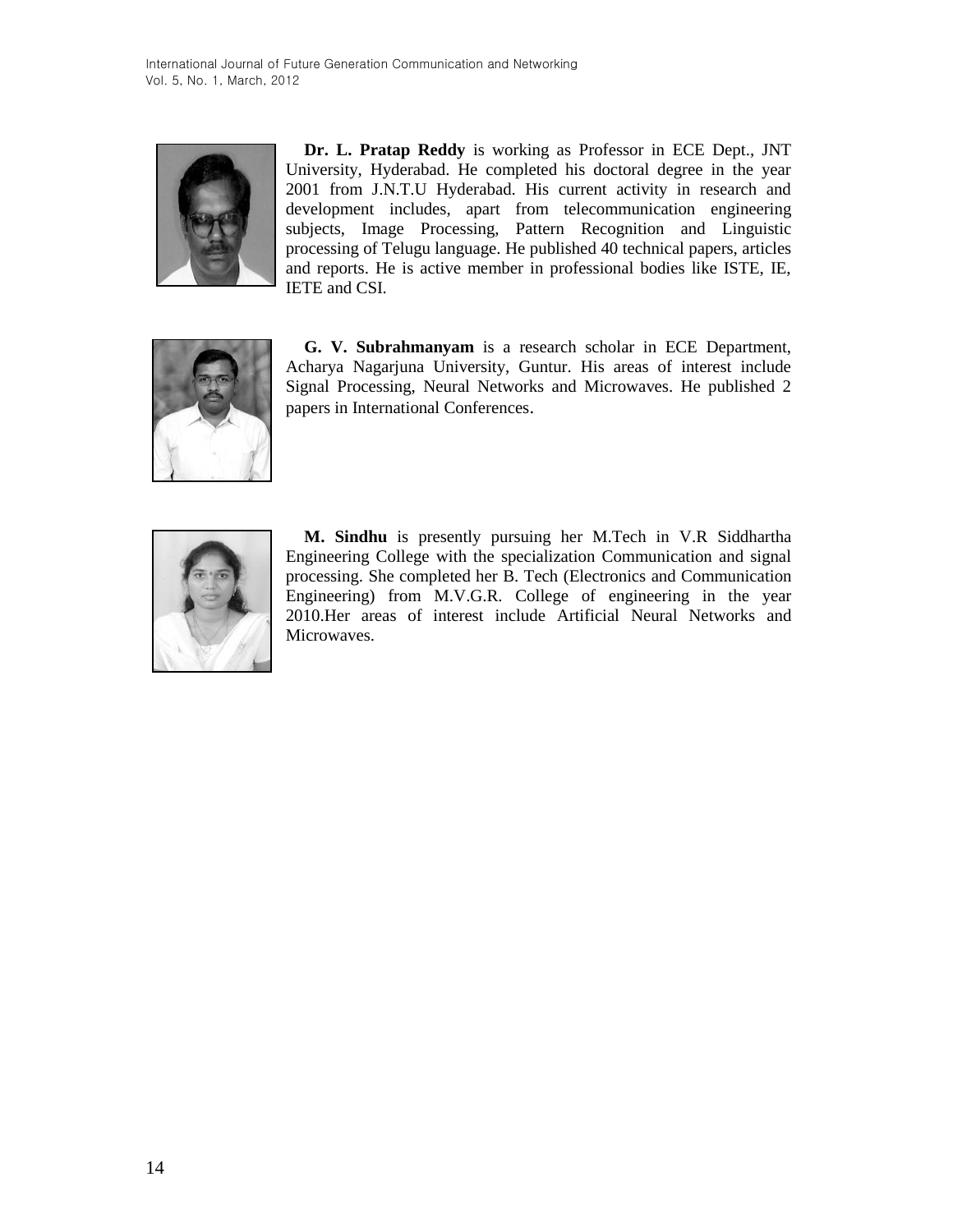**Dr. L. Pratap Reddy** is working as Professor in ECE Dept., JNT University, Hyderabad. He completed his doctoral degree in the year 2001 from J.N.T.U Hyderabad. His current activity in research and development includes, apart from telecommunication engineering subjects, Image Processing, Pattern Recognition and Linguistic processing of Telugu language. He published 40 technical papers, articles and reports. He is active member in professional bodies like ISTE, IE, IETE and CSI.

**G. V. Subrahmanyam** is a research scholar in ECE Department, Acharya Nagarjuna University, Guntur. His areas of interest include Signal Processing, Neural Networks and Microwaves. He published 2 papers in International Conferences.

**M. Sindhu** is presently pursuing her M.Tech in V.R Siddhartha Engineering College with the specialization Communication and signal processing. She completed her B. Tech (Electronics and Communication Engineering) from M.V.G.R. College of engineering in the year 2010.Her areas of interest include Artificial Neural Networks and Microwaves.